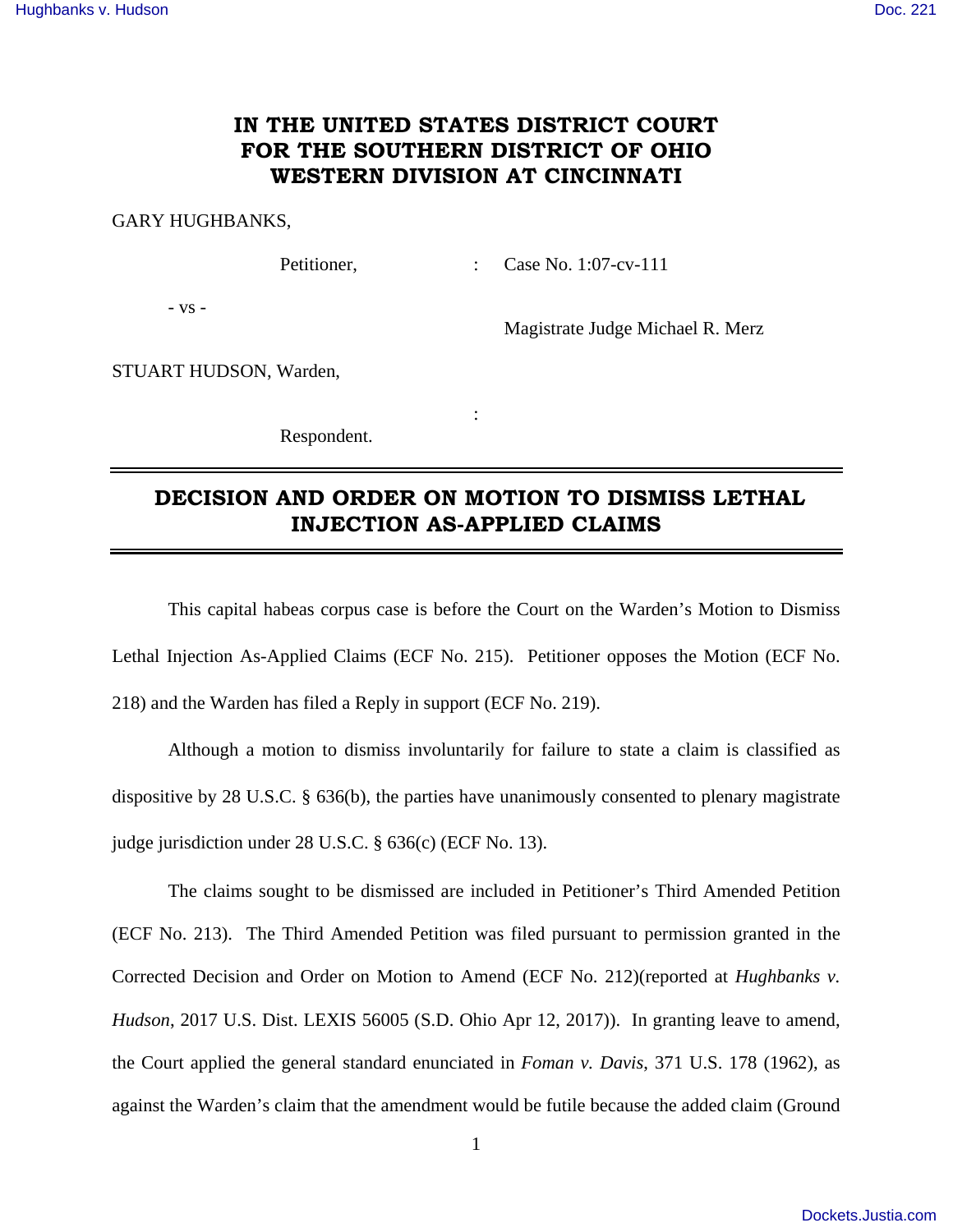# IN THE UNITED STATES DISTRICT COURT FOR THE SOUTHERN DISTRICT OF OHIO WESTERN DIVISION AT CINCINNATI

GARY HUGHBANKS,

Petitioner, : Case No. 1:07-cv-111

\- vs -

Magistrate Judge Michael R. Merz

STUART HUDSON, Warden,

:

Respondent.

## DECISION AND ORDER ON MOTION TO DISMISS LETHAL INJECTION AS-APPLIED CLAIMS

This capital habeas corpus case is before the Court on the Warden's Motion to Dismiss Lethal Injection As-Applied Claims (ECF No. 215). Petitioner opposes the Motion (ECF No. 218) and the Warden has filed a Reply in support (ECF No. 219).

Although a motion to dismiss involuntarily for failure to state a claim is classified as dispositive by 28 U.S.C. § 636(b), the parties have unanimously consented to plenary magistrate judge jurisdiction under 28 U.S.C. § 636(c) (ECF No. 13).

The claims sought to be dismissed are included in Petitioner's Third Amended Petition (ECF No. 213). The Third Amended Petition was filed pursuant to permission granted in the Corrected Decision and Order on Motion to Amend (ECF No. 212)(reported at *Hughbanks v. Hudson*, 2017 U.S. Dist. LEXIS 56005 (S.D. Ohio Apr 12, 2017)). In granting leave to amend, the Court applied the general standard enunciated in *Foman v. Davis*, 371 U.S. 178 (1962), as against the Warden's claim that the amendment would be futile because the added claim (Ground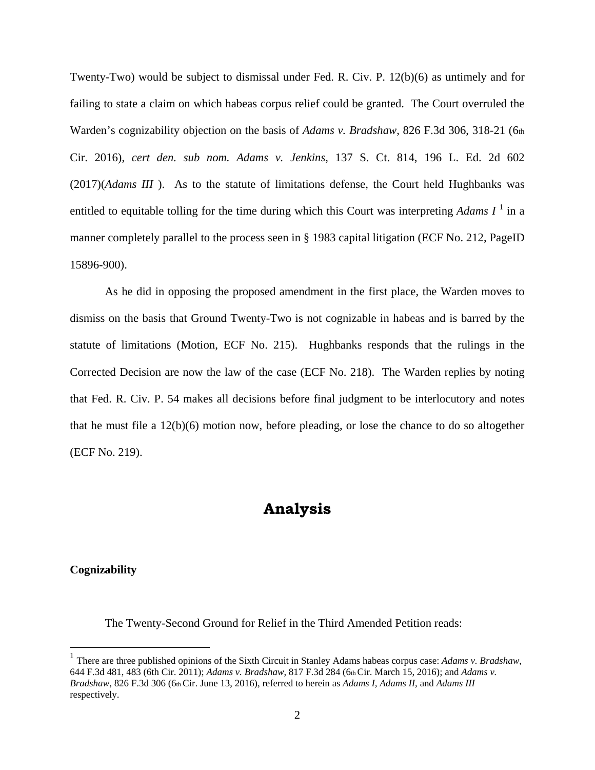Twenty-Two) would be subject to dismissal under Fed. R. Civ. P. 12(b)(6) as untimely and for failing to state a claim on which habeas corpus relief could be granted. The Court overruled the Warden's cognizability objection on the basis of *Adams v. Bradshaw*, 826 F.3d 306, 318-21 (6th Cir. 2016), *cert den. sub nom. Adams v. Jenkins*, 137 S. Ct. 814, 196 L. Ed. 2d 602 (2017)(*Adams III* ). As to the statute of limitations defense, the Court held Hughbanks was entitled to equitable tolling for the time during which this Court was interpreting *Adams I* [1] in a manner completely parallel to the process seen in § 1983 capital litigation (ECF No. 212, PageID 15896-900).

As he did in opposing the proposed amendment in the first place, the Warden moves to dismiss on the basis that Ground Twenty-Two is not cognizable in habeas and is barred by the statute of limitations (Motion, ECF No. 215). Hughbanks responds that the rulings in the Corrected Decision are now the law of the case (ECF No. 218). The Warden replies by noting that Fed. R. Civ. P. 54 makes all decisions before final judgment to be interlocutory and notes that he must file a 12(b)(6) motion now, before pleading, or lose the chance to do so altogether (ECF No. 219).

## Analysis

### Cognizability

The Twenty-Second Ground for Relief in the Third Amended Petition reads:

[1] There are three published opinions of the Sixth Circuit in Stanley Adams habeas corpus case: *Adams v. Bradshaw*, 644 F.3d 481, 483 (6th Cir. 2011); *Adams v. Bradshaw*, 817 F.3d 284 (6th Cir. March 15, 2016); and *Adams v. Bradshaw*, 826 F.3d 306 (6th Cir. June 13, 2016), referred to herein as *Adams I, Adams II*, and *Adams III* respectively.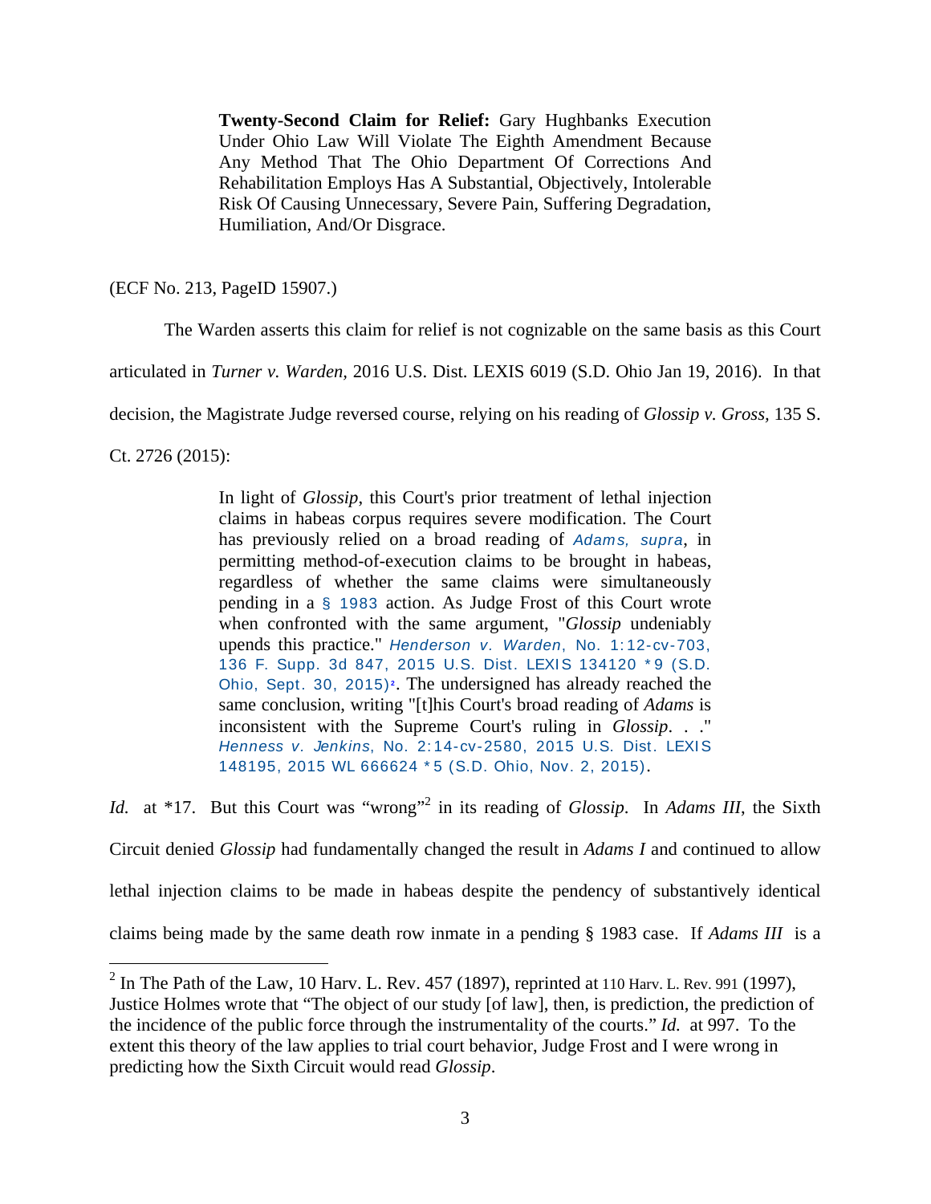> **Twenty-Second Claim for Relief:** Gary Hughbanks Execution Under Ohio Law Will Violate The Eighth Amendment Because Any Method That The Ohio Department Of Corrections And Rehabilitation Employs Has A Substantial, Objectively, Intolerable Risk Of Causing Unnecessary, Severe Pain, Suffering Degradation, Humiliation, And/Or Disgrace.

(ECF No. 213, PageID 15907.)

The Warden asserts this claim for relief is not cognizable on the same basis as this Court articulated in *Turner v. Warden*, 2016 U.S. Dist. LEXIS 6019 (S.D. Ohio Jan 19, 2016). In that decision, the Magistrate Judge reversed course, relying on his reading of *Glossip v. Gross*, 135 S. Ct. 2726 (2015):

> In light of *Glossip*, this Court's prior treatment of lethal injection claims in habeas corpus requires severe modification. The Court has previously relied on a broad reading of *Adams, supra*, in permitting method-of-execution claims to be brought in habeas, regardless of whether the same claims were simultaneously pending in a § 1983 action. As Judge Frost of this Court wrote when confronted with the same argument, "*Glossip* undeniably upends this practice." *Henderson v. Warden*, No. 1:12-cv-703, 136 F. Supp. 3d 847, 2015 U.S. Dist. LEXIS 134120 *9 (S.D. Ohio, Sept. 30, 2015)[2]. The undersigned has already reached the same conclusion, writing "[t]his Court's broad reading of *Adams* is inconsistent with the Supreme Court's ruling in *Glossip*. . ." *Henness v. Jenkins*, No. 2:14-cv-2580, 2015 U.S. Dist. LEXIS 148195, 2015 WL 666624 *5 (S.D. Ohio, Nov. 2, 2015).

*Id.* at *17. But this Court was "wrong"[2] in its reading of *Glossip*. In *Adams III*, the Sixth Circuit denied *Glossip* had fundamentally changed the result in *Adams I* and continued to allow lethal injection claims to be made in habeas despite the pendency of substantively identical claims being made by the same death row inmate in a pending § 1983 case. If *Adams III* is a

---

[2] In The Path of the Law, 10 Harv. L. Rev. 457 (1897), reprinted at 110 Harv. L. Rev. 991 (1997), Justice Holmes wrote that "The object of our study [of law], then, is prediction, the prediction of the incidence of the public force through the instrumentality of the courts." *Id.* at 997. To the extent this theory of the law applies to trial court behavior, Judge Frost and I were wrong in predicting how the Sixth Circuit would read *Glossip*.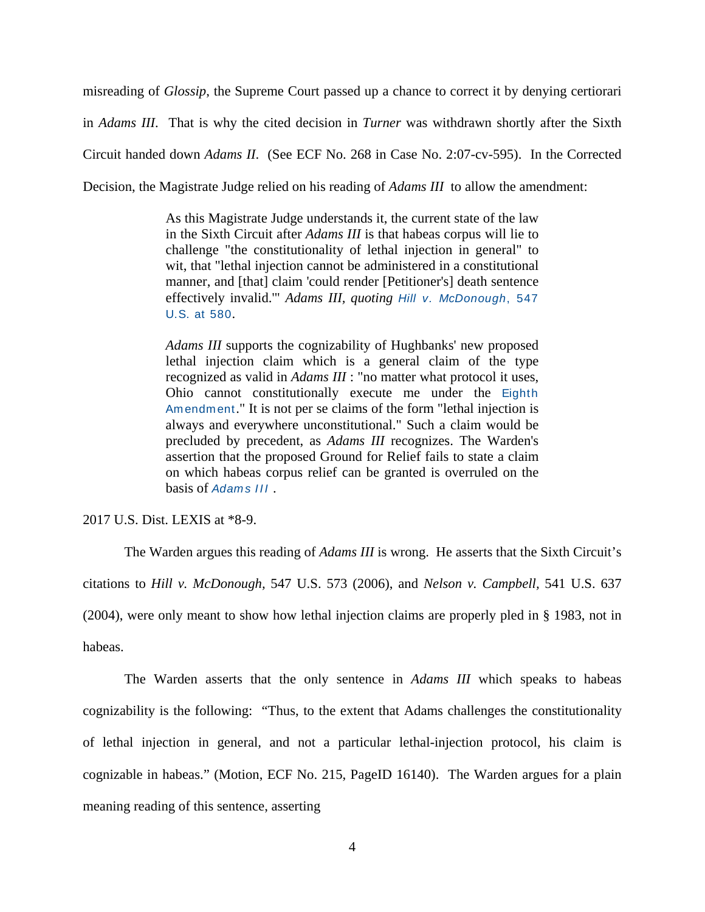misreading of *Glossip*, the Supreme Court passed up a chance to correct it by denying certiorari in *Adams III*. That is why the cited decision in *Turner* was withdrawn shortly after the Sixth Circuit handed down *Adams II*. (See ECF No. 268 in Case No. 2:07-cv-595). In the Corrected Decision, the Magistrate Judge relied on his reading of *Adams III* to allow the amendment:

> As this Magistrate Judge understands it, the current state of the law in the Sixth Circuit after *Adams III* is that habeas corpus will lie to challenge "the constitutionality of lethal injection in general" to wit, that "lethal injection cannot be administered in a constitutional manner, and [that] claim 'could render [Petitioner's] death sentence effectively invalid.'" *Adams III, quoting* Hill v. McDonough, 547 U.S. at 580.
>
> *Adams III* supports the cognizability of Hughbanks' new proposed lethal injection claim which is a general claim of the type recognized as valid in *Adams III* : "no matter what protocol it uses, Ohio cannot constitutionally execute me under the Eighth Amendment." It is not per se claims of the form "lethal injection is always and everywhere unconstitutional." Such a claim would be precluded by precedent, as *Adams III* recognizes. The Warden's assertion that the proposed Ground for Relief fails to state a claim on which habeas corpus relief can be granted is overruled on the basis of *Adams III* .

2017 U.S. Dist. LEXIS at \*8-9.

The Warden argues this reading of *Adams III* is wrong. He asserts that the Sixth Circuit's citations to *Hill v. McDonough*, 547 U.S. 573 (2006), and *Nelson v. Campbell*, 541 U.S. 637 (2004), were only meant to show how lethal injection claims are properly pled in § 1983, not in habeas.

The Warden asserts that the only sentence in *Adams III* which speaks to habeas cognizability is the following: "Thus, to the extent that Adams challenges the constitutionality of lethal injection in general, and not a particular lethal-injection protocol, his claim is cognizable in habeas." (Motion, ECF No. 215, PageID 16140). The Warden argues for a plain meaning reading of this sentence, asserting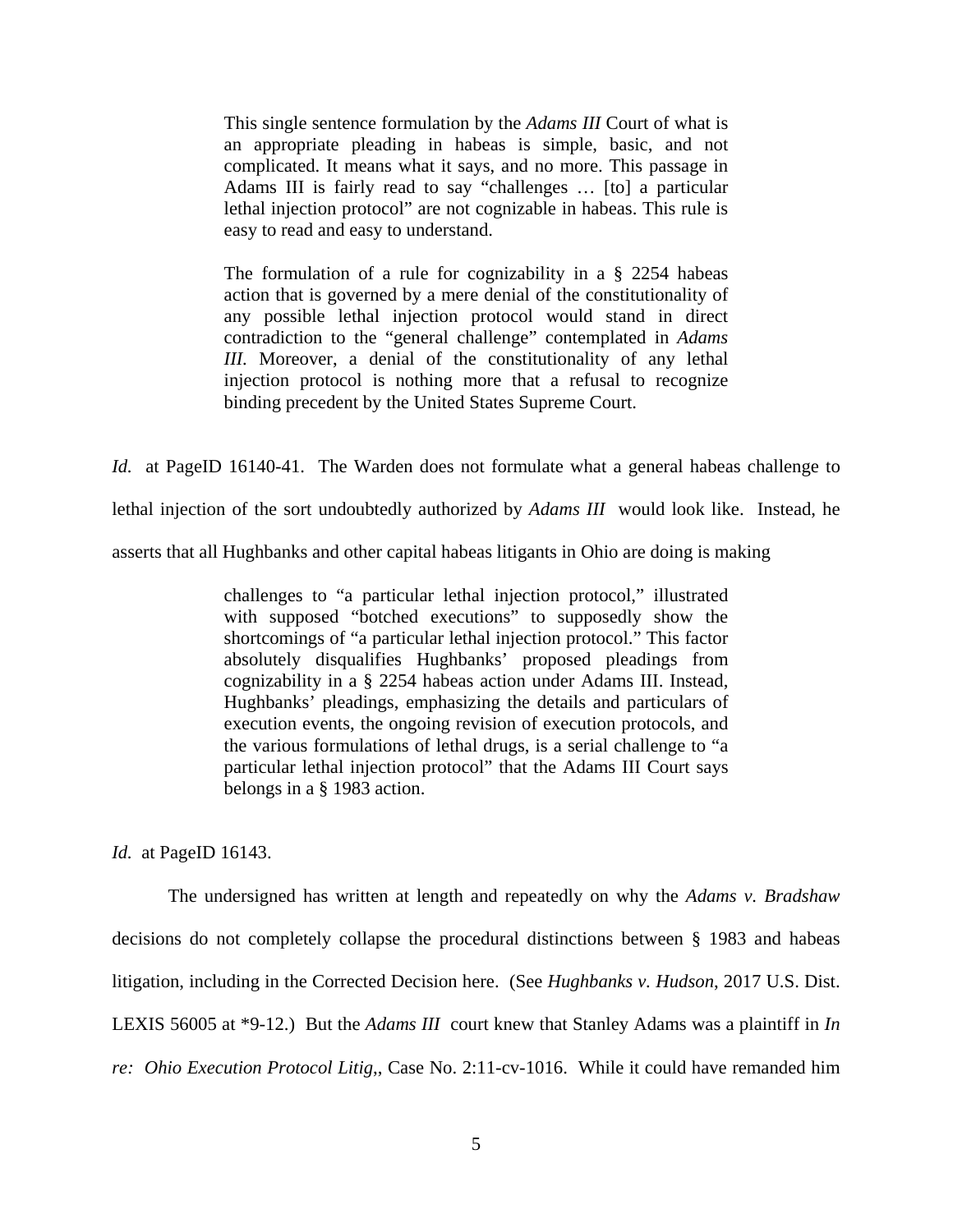> This single sentence formulation by the *Adams III* Court of what is an appropriate pleading in habeas is simple, basic, and not complicated. It means what it says, and no more. This passage in Adams III is fairly read to say "challenges … [to] a particular lethal injection protocol" are not cognizable in habeas. This rule is easy to read and easy to understand.
>
> The formulation of a rule for cognizability in a § 2254 habeas action that is governed by a mere denial of the constitutionality of any possible lethal injection protocol would stand in direct contradiction to the "general challenge" contemplated in *Adams III*. Moreover, a denial of the constitutionality of any lethal injection protocol is nothing more that a refusal to recognize binding precedent by the United States Supreme Court.

*Id.* at PageID 16140-41. The Warden does not formulate what a general habeas challenge to lethal injection of the sort undoubtedly authorized by *Adams III* would look like. Instead, he asserts that all Hughbanks and other capital habeas litigants in Ohio are doing is making

> challenges to "a particular lethal injection protocol," illustrated with supposed "botched executions" to supposedly show the shortcomings of "a particular lethal injection protocol." This factor absolutely disqualifies Hughbanks' proposed pleadings from cognizability in a § 2254 habeas action under Adams III. Instead, Hughbanks' pleadings, emphasizing the details and particulars of execution events, the ongoing revision of execution protocols, and the various formulations of lethal drugs, is a serial challenge to "a particular lethal injection protocol" that the Adams III Court says belongs in a § 1983 action.

*Id.* at PageID 16143.

The undersigned has written at length and repeatedly on why the *Adams v. Bradshaw* decisions do not completely collapse the procedural distinctions between § 1983 and habeas litigation, including in the Corrected Decision here. (See *Hughbanks v. Hudson*, 2017 U.S. Dist. LEXIS 56005 at *9-12.) But the *Adams III* court knew that Stanley Adams was a plaintiff in *In re: Ohio Execution Protocol Litig*,, Case No. 2:11-cv-1016. While it could have remanded him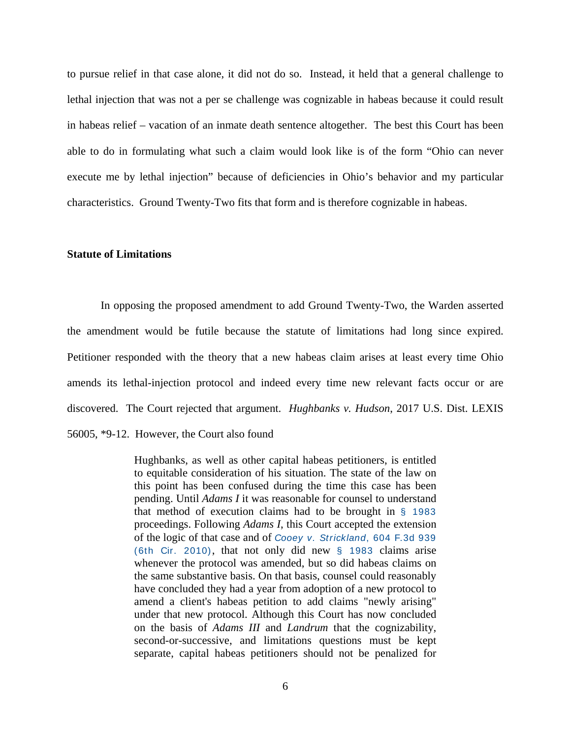to pursue relief in that case alone, it did not do so. Instead, it held that a general challenge to lethal injection that was not a per se challenge was cognizable in habeas because it could result in habeas relief – vacation of an inmate death sentence altogether. The best this Court has been able to do in formulating what such a claim would look like is of the form "Ohio can never execute me by lethal injection" because of deficiencies in Ohio's behavior and my particular characteristics. Ground Twenty-Two fits that form and is therefore cognizable in habeas.

**Statute of Limitations**

In opposing the proposed amendment to add Ground Twenty-Two, the Warden asserted the amendment would be futile because the statute of limitations had long since expired. Petitioner responded with the theory that a new habeas claim arises at least every time Ohio amends its lethal-injection protocol and indeed every time new relevant facts occur or are discovered. The Court rejected that argument. *Hughbanks v. Hudson*, 2017 U.S. Dist. LEXIS 56005, *9-12. However, the Court also found

> Hughbanks, as well as other capital habeas petitioners, is entitled to equitable consideration of his situation. The state of the law on this point has been confused during the time this case has been pending. Until *Adams I* it was reasonable for counsel to understand that method of execution claims had to be brought in § 1983 proceedings. Following *Adams I*, this Court accepted the extension of the logic of that case and of *Cooey v. Strickland*, 604 F.3d 939 (6th Cir. 2010), that not only did new § 1983 claims arise whenever the protocol was amended, but so did habeas claims on the same substantive basis. On that basis, counsel could reasonably have concluded they had a year from adoption of a new protocol to amend a client's habeas petition to add claims "newly arising" under that new protocol. Although this Court has now concluded on the basis of *Adams III* and *Landrum* that the cognizability, second-or-successive, and limitations questions must be kept separate, capital habeas petitioners should not be penalized for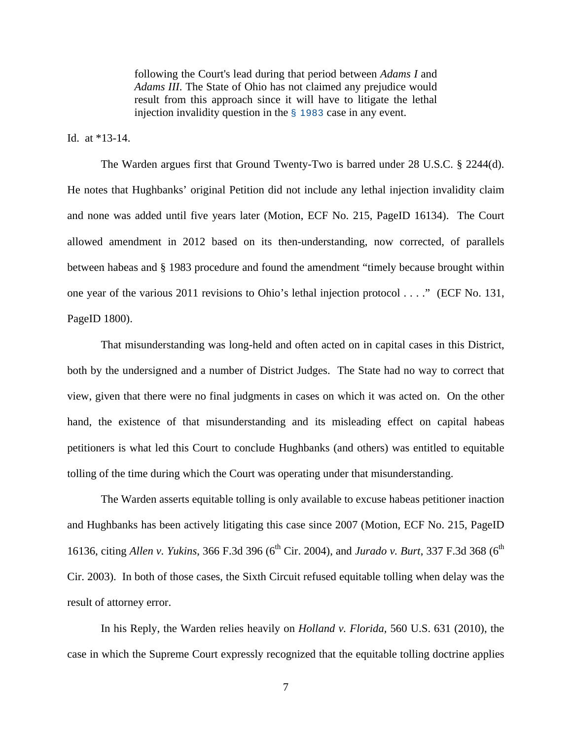> following the Court's lead during that period between *Adams I* and *Adams III*. The State of Ohio has not claimed any prejudice would result from this approach since it will have to litigate the lethal injection invalidity question in the § 1983 case in any event.

Id. at *13-14.

The Warden argues first that Ground Twenty-Two is barred under 28 U.S.C. § 2244(d). He notes that Hughbanks' original Petition did not include any lethal injection invalidity claim and none was added until five years later (Motion, ECF No. 215, PageID 16134). The Court allowed amendment in 2012 based on its then-understanding, now corrected, of parallels between habeas and § 1983 procedure and found the amendment "timely because brought within one year of the various 2011 revisions to Ohio's lethal injection protocol . . . ." (ECF No. 131, PageID 1800).

That misunderstanding was long-held and often acted on in capital cases in this District, both by the undersigned and a number of District Judges. The State had no way to correct that view, given that there were no final judgments in cases on which it was acted on. On the other hand, the existence of that misunderstanding and its misleading effect on capital habeas petitioners is what led this Court to conclude Hughbanks (and others) was entitled to equitable tolling of the time during which the Court was operating under that misunderstanding.

The Warden asserts equitable tolling is only available to excuse habeas petitioner inaction and Hughbanks has been actively litigating this case since 2007 (Motion, ECF No. 215, PageID 16136, citing *Allen v. Yukins*, 366 F.3d 396 (6th Cir. 2004), and *Jurado v. Burt*, 337 F.3d 368 (6th Cir. 2003). In both of those cases, the Sixth Circuit refused equitable tolling when delay was the result of attorney error.

In his Reply, the Warden relies heavily on *Holland v. Florida*, 560 U.S. 631 (2010), the case in which the Supreme Court expressly recognized that the equitable tolling doctrine applies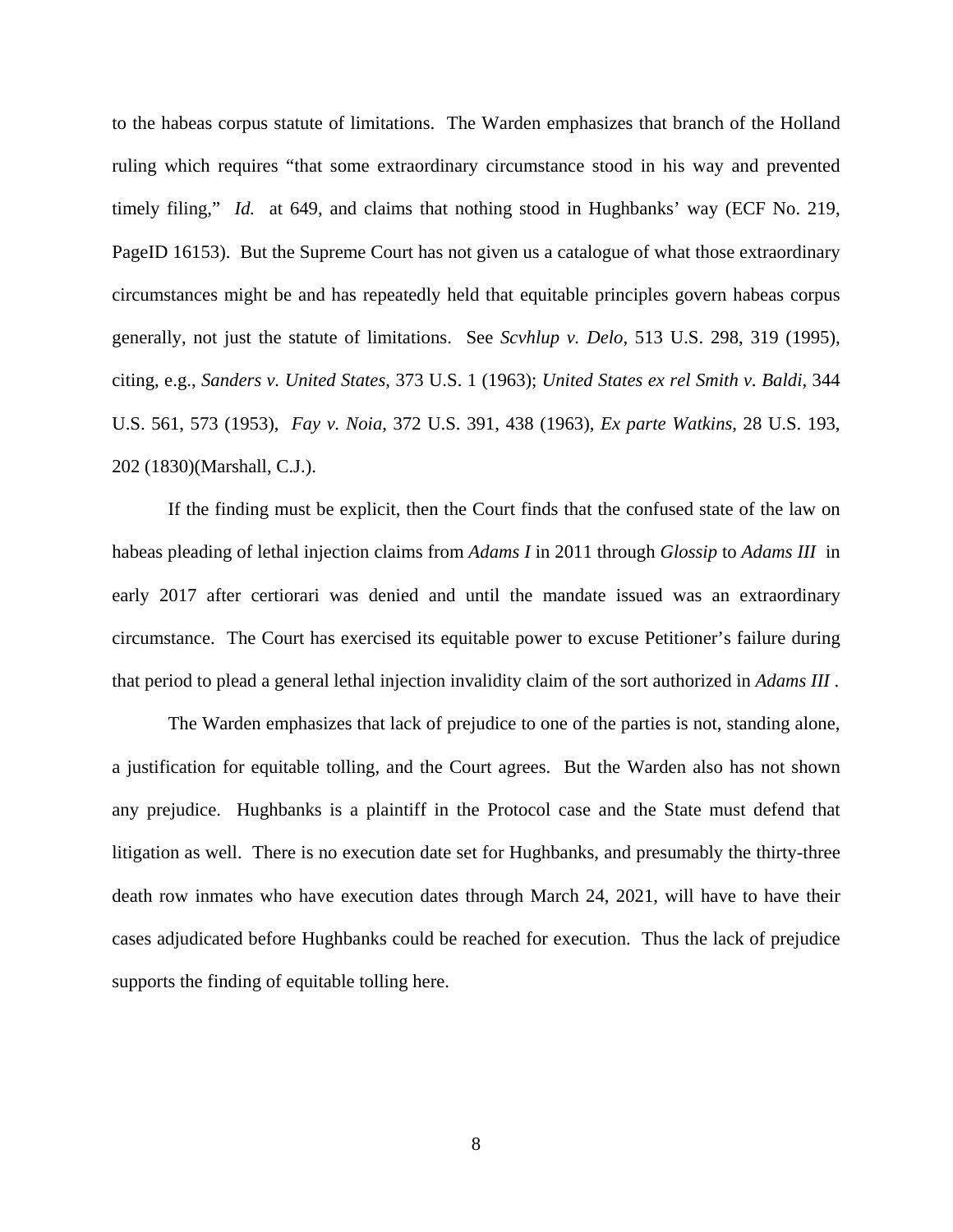to the habeas corpus statute of limitations. The Warden emphasizes that branch of the Holland ruling which requires "that some extraordinary circumstance stood in his way and prevented timely filing," *Id.* at 649, and claims that nothing stood in Hughbanks' way (ECF No. 219, PageID 16153). But the Supreme Court has not given us a catalogue of what those extraordinary circumstances might be and has repeatedly held that equitable principles govern habeas corpus generally, not just the statute of limitations. See *Scvhlup v. Delo*, 513 U.S. 298, 319 (1995), citing, e.g., *Sanders v. United States*, 373 U.S. 1 (1963); *United States ex rel Smith v. Baldi*, 344 U.S. 561, 573 (1953), *Fay v. Noia*, 372 U.S. 391, 438 (1963), *Ex parte Watkins*, 28 U.S. 193, 202 (1830)(Marshall, C.J.).

If the finding must be explicit, then the Court finds that the confused state of the law on habeas pleading of lethal injection claims from *Adams I* in 2011 through *Glossip* to *Adams III* in early 2017 after certiorari was denied and until the mandate issued was an extraordinary circumstance. The Court has exercised its equitable power to excuse Petitioner's failure during that period to plead a general lethal injection invalidity claim of the sort authorized in *Adams III* .

The Warden emphasizes that lack of prejudice to one of the parties is not, standing alone, a justification for equitable tolling, and the Court agrees. But the Warden also has not shown any prejudice. Hughbanks is a plaintiff in the Protocol case and the State must defend that litigation as well. There is no execution date set for Hughbanks, and presumably the thirty-three death row inmates who have execution dates through March 24, 2021, will have to have their cases adjudicated before Hughbanks could be reached for execution. Thus the lack of prejudice supports the finding of equitable tolling here.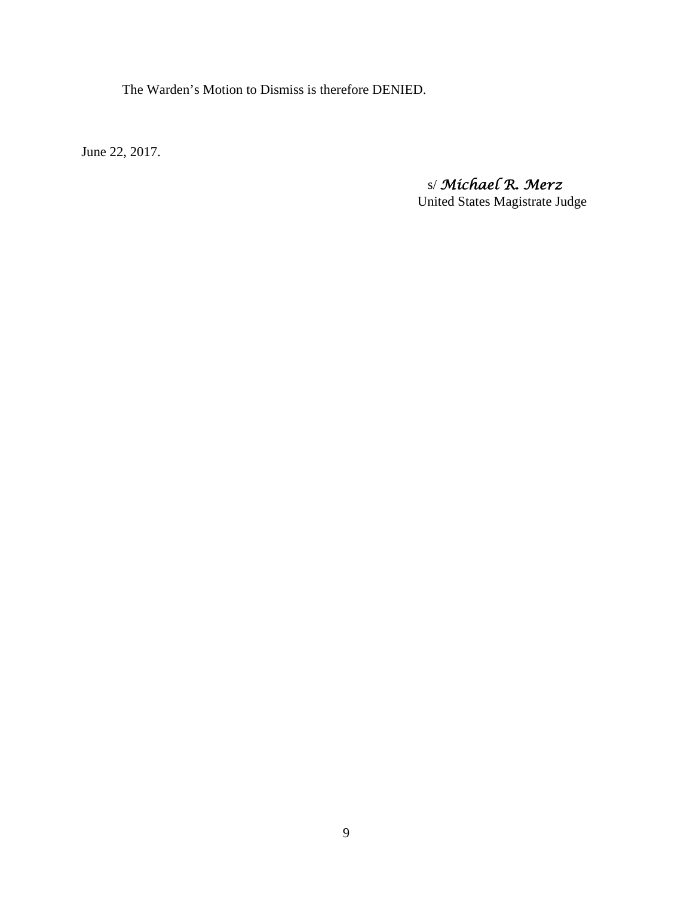The Warden's Motion to Dismiss is therefore DENIED.

June 22, 2017.

s/ *Michael R. Merz*
United States Magistrate Judge